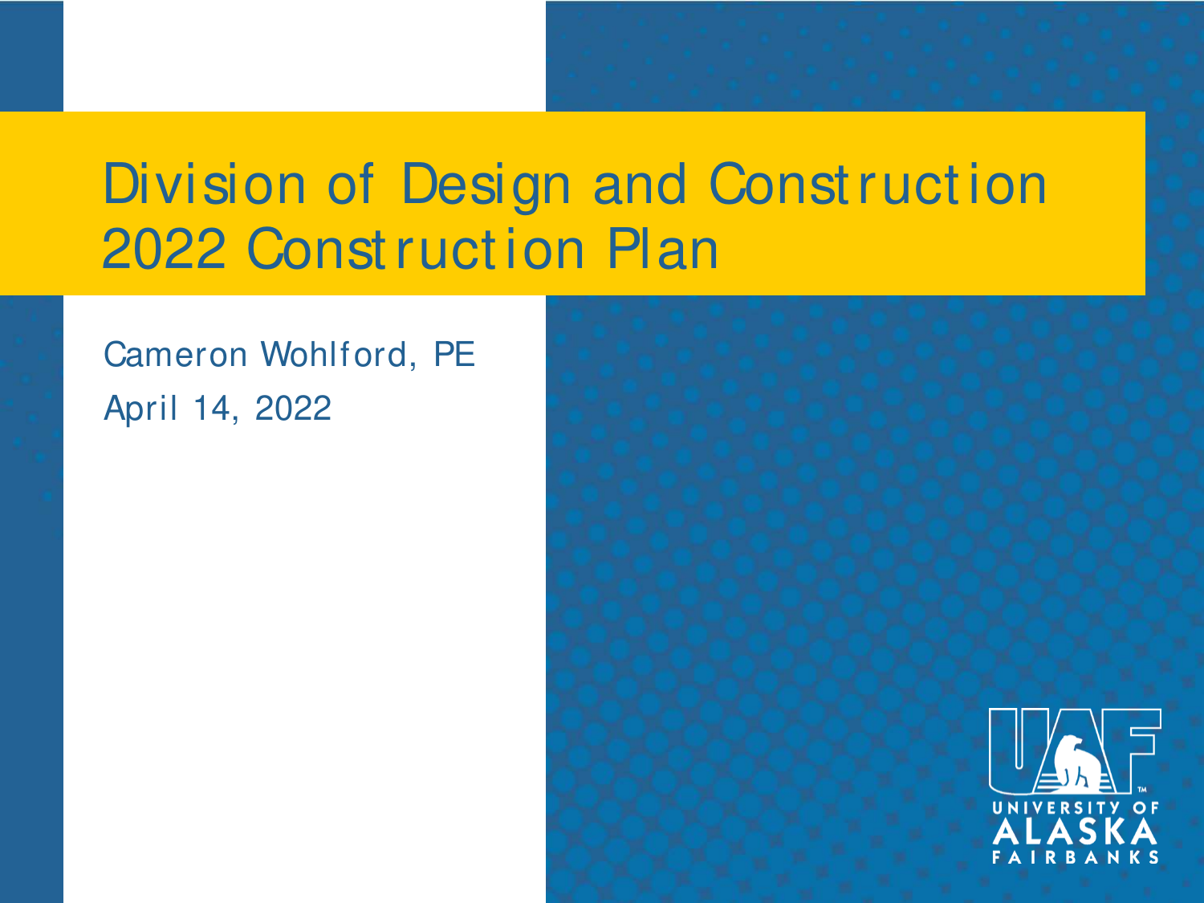# Division of Design and Construction 2022 Construction Plan

Cameron Wohlford, PE

April 14, 2022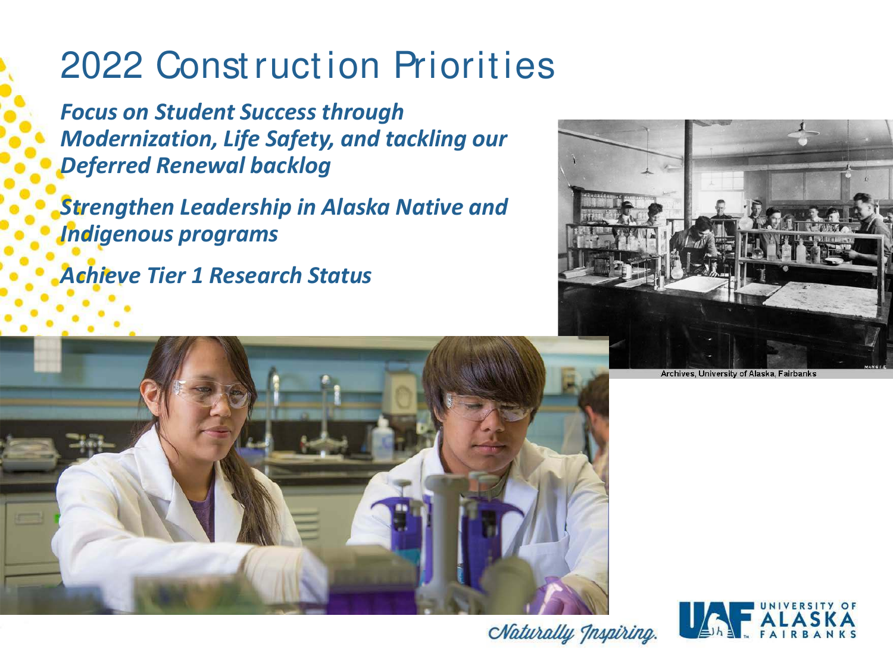# 2022 Construction Priorities

***Focus on Student Success through Modernization, Life Safety, and tackling our Deferred Renewal backlog***

***Strengthen Leadership in Alaska Native and Indigenous programs***

***Achieve Tier 1 Research Status***

Archives, University of Alaska, Fairbanks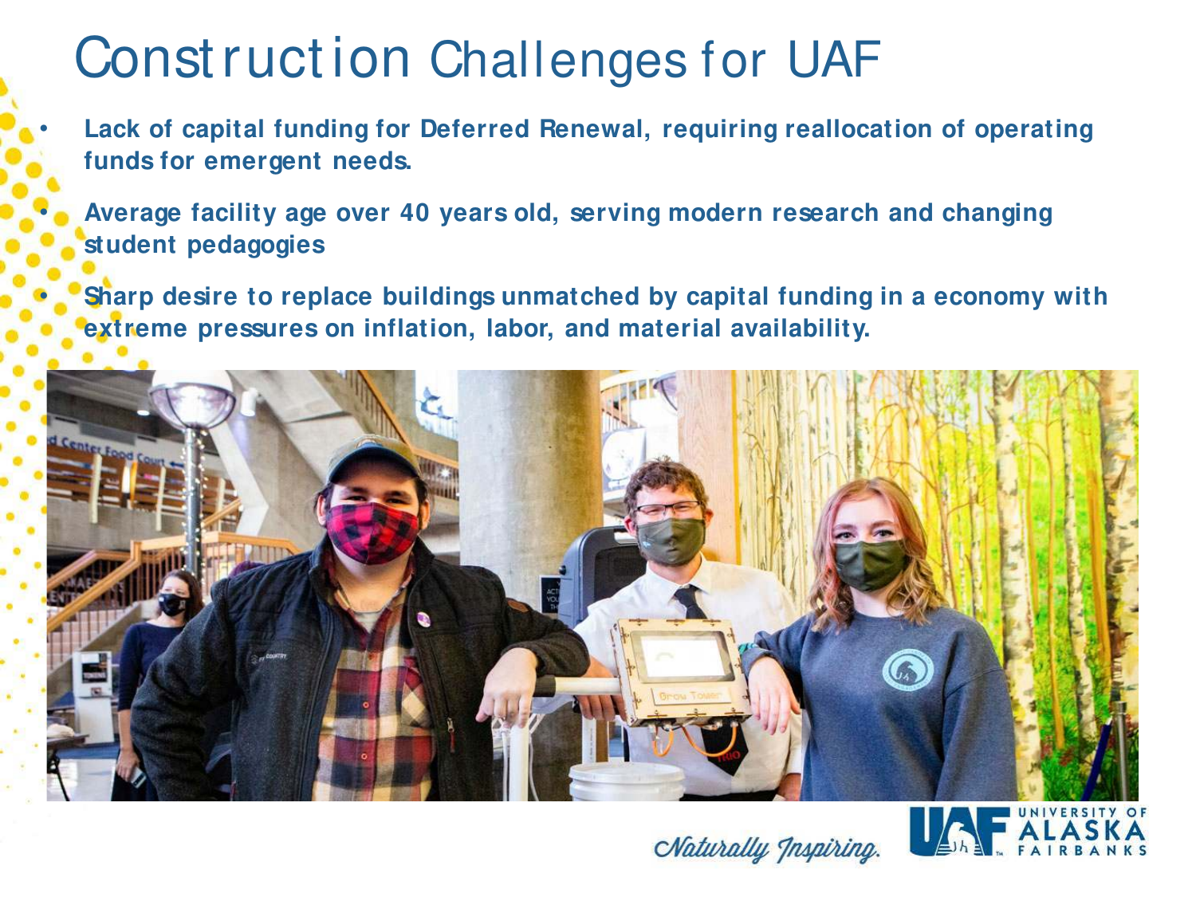# Construction Challenges for UAF

- **Lack of capital funding for Deferred Renewal, requiring reallocation of operating funds for emergent needs.**
- **Average facility age over 40 years old, serving modern research and changing student pedagogies**
- **Sharp desire to replace buildings unmatched by capital funding in a economy with extreme pressures on inflation, labor, and material availability.**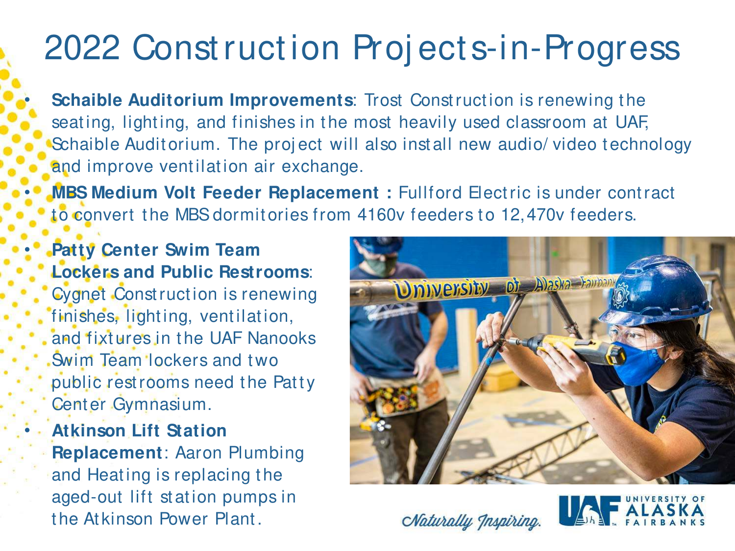# 2022 Construction Projects-in-Progress

- **Schaible Auditorium Improvements**: Trost Construction is renewing the seating, lighting, and finishes in the most heavily used classroom at UAF, Schaible Auditorium. The project will also install new audio/video technology and improve ventilation air exchange.
- **MBS Medium Volt Feeder Replacement :** Fullford Electric is under contract to convert the MBS dormitories from 4160v feeders to 12,470v feeders.
- **Patty Center Swim Team Lockers and Public Restrooms**: Cygnet Construction is renewing finishes, lighting, ventilation, and fixtures in the UAF Nanooks Swim Team lockers and two public restrooms need the Patty Center Gymnasium.
- **Atkinson Lift Station Replacement**: Aaron Plumbing and Heating is replacing the aged-out lift station pumps in the Atkinson Power Plant.

*Naturally Inspiring.*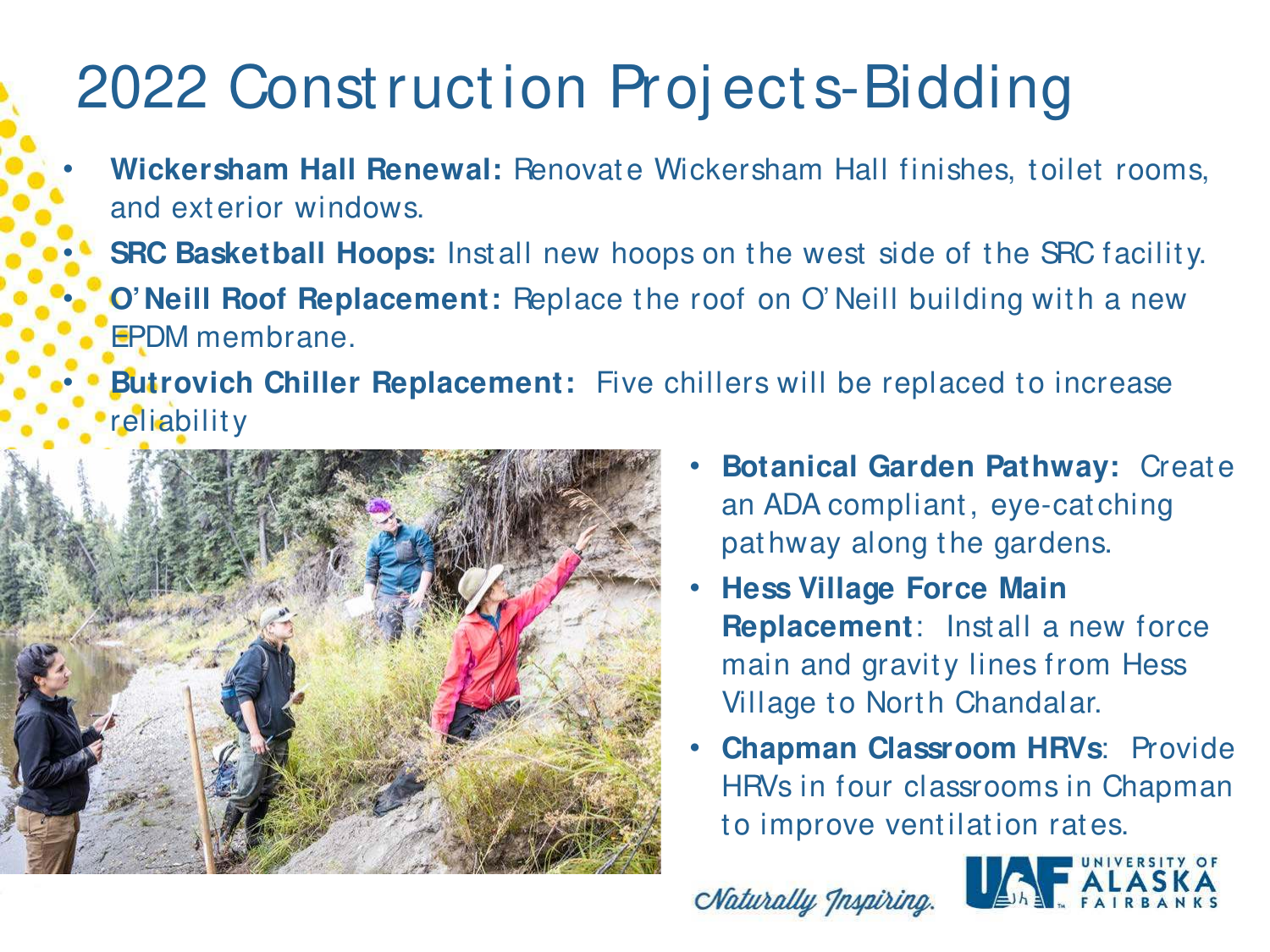# 2022 Construction Projects-Bidding

- **Wickersham Hall Renewal:** Renovate Wickersham Hall finishes, toilet rooms, and exterior windows.
- **SRC Basketball Hoops:** Install new hoops on the west side of the SRC facility.
- **O'Neill Roof Replacement:** Replace the roof on O'Neill building with a new EPDM membrane.
- **Butrovich Chiller Replacement:** Five chillers will be replaced to increase reliability
- **Botanical Garden Pathway:** Create an ADA compliant, eye-catching pathway along the gardens.
- **Hess Village Force Main Replacement**: Install a new force main and gravity lines from Hess Village to North Chandalar.
- **Chapman Classroom HRVs**: Provide HRVs in four classrooms in Chapman to improve ventilation rates.

*Naturally Inspiring.*

UAF UNIVERSITY OF ALASKA FAIRBANKS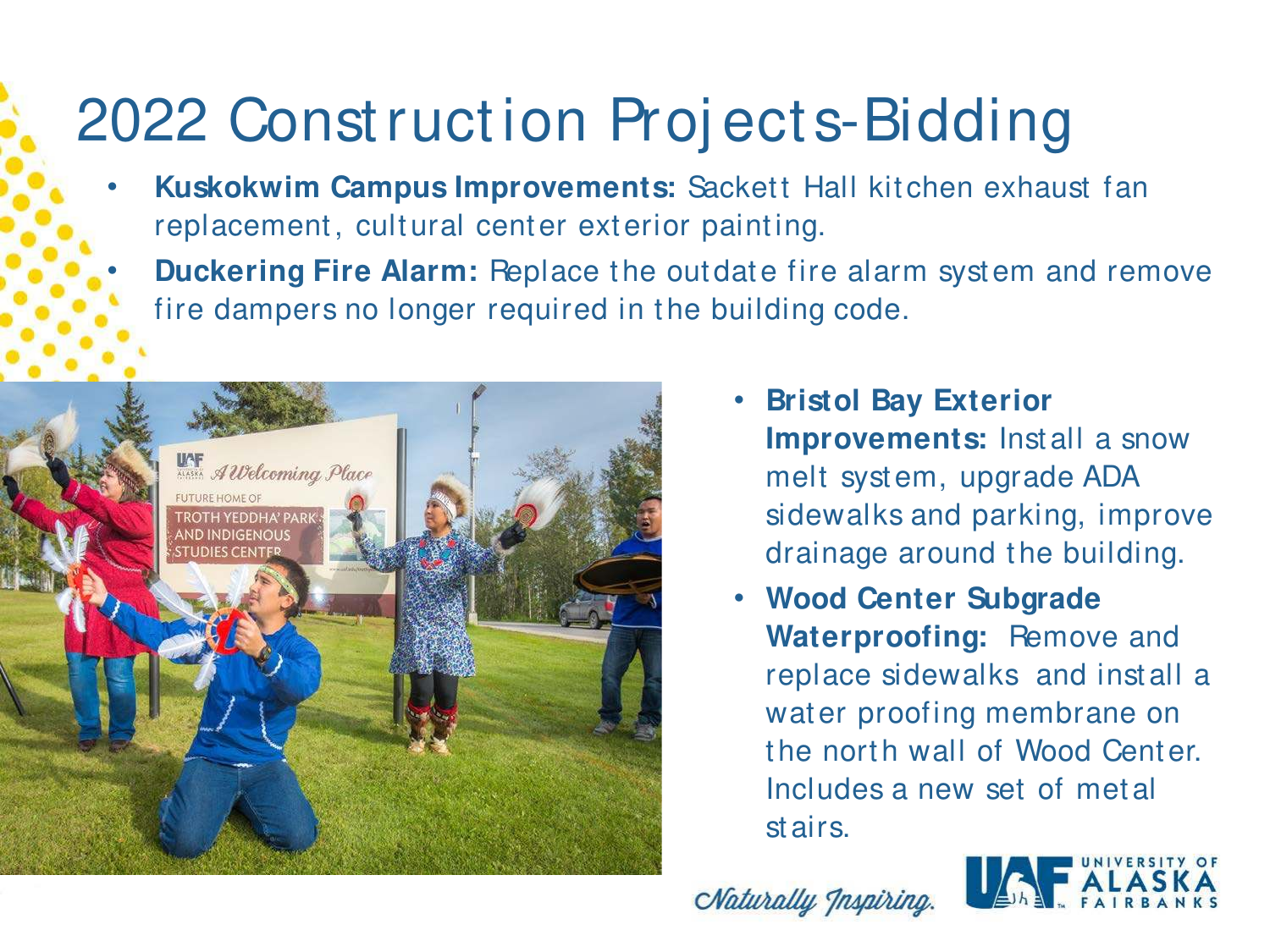# 2022 Construction Projects-Bidding

- **Kuskokwim Campus Improvements:** Sackett Hall kitchen exhaust fan replacement, cultural center exterior painting.
- **Duckering Fire Alarm:** Replace the outdate fire alarm system and remove fire dampers no longer required in the building code.
- **Bristol Bay Exterior Improvements:** Install a snow melt system, upgrade ADA sidewalks and parking, improve drainage around the building.
- **Wood Center Subgrade Waterproofing:** Remove and replace sidewalks and install a water proofing membrane on the north wall of Wood Center. Includes a new set of metal stairs.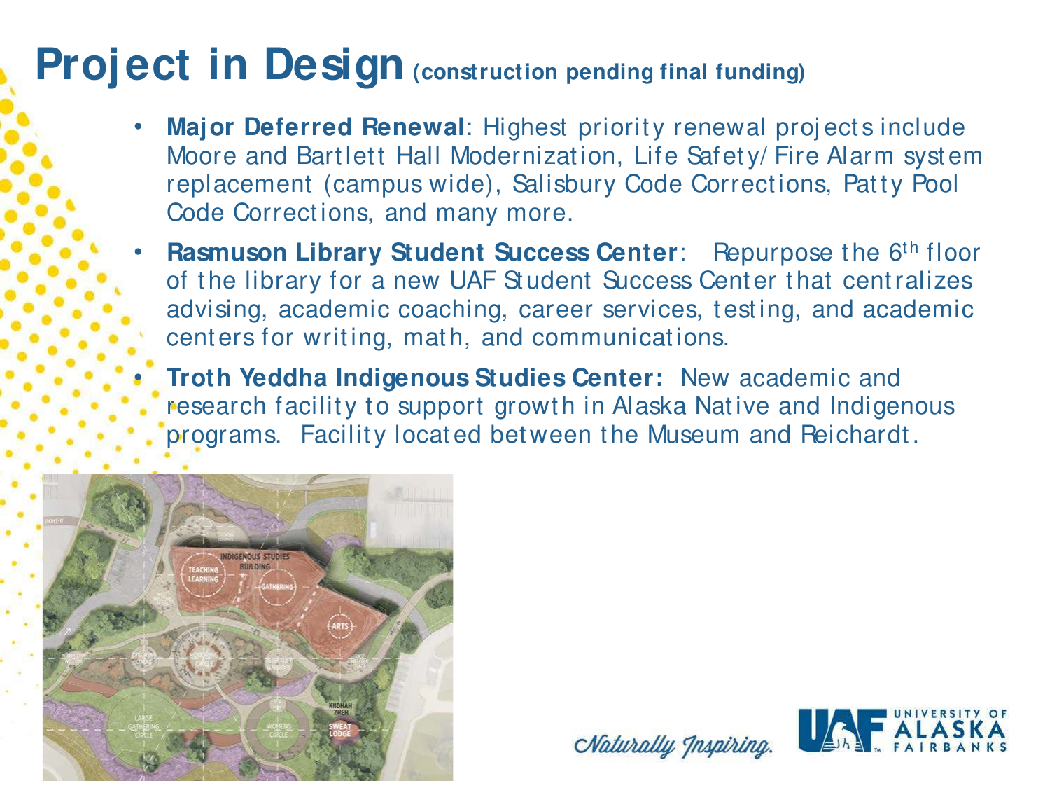# Project in Design (construction pending final funding)

- **Major Deferred Renewal**: Highest priority renewal projects include Moore and Bartlett Hall Modernization, Life Safety/Fire Alarm system replacement (campus wide), Salisbury Code Corrections, Patty Pool Code Corrections, and many more.
- **Rasmuson Library Student Success Center**: Repurpose the 6th floor of the library for a new UAF Student Success Center that centralizes advising, academic coaching, career services, testing, and academic centers for writing, math, and communications.
- **Troth Yeddha Indigenous Studies Center:** New academic and research facility to support growth in Alaska Native and Indigenous programs. Facility located between the Museum and Reichardt.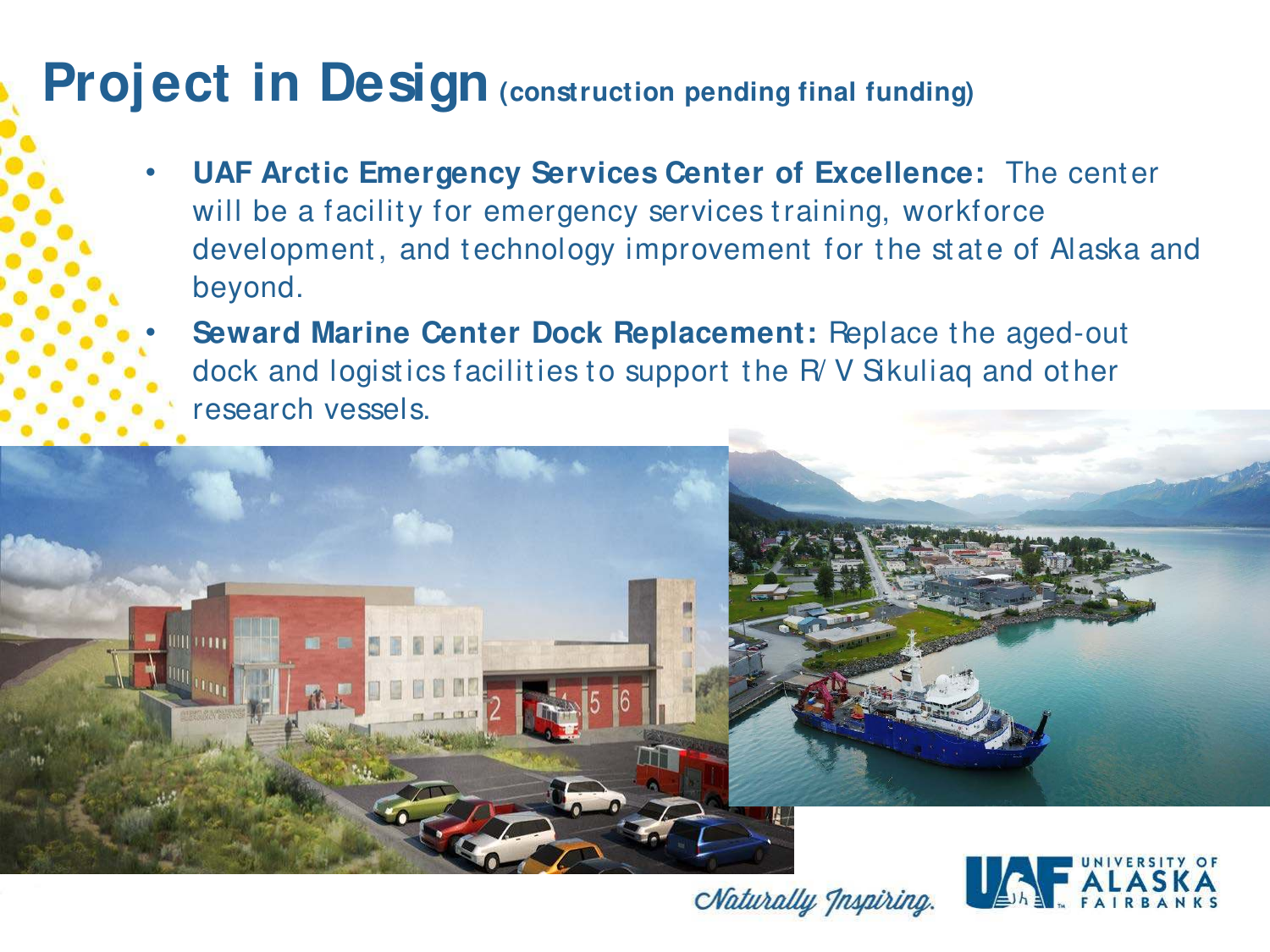# Project in Design (construction pending final funding)

- **UAF Arctic Emergency Services Center of Excellence:** The center will be a facility for emergency services training, workforce development, and technology improvement for the state of Alaska and beyond.
- **Seward Marine Center Dock Replacement:** Replace the aged-out dock and logistics facilities to support the R/V Sikuliaq and other research vessels.

*Naturally Inspiring.*

UAF UNIVERSITY OF ALASKA FAIRBANKS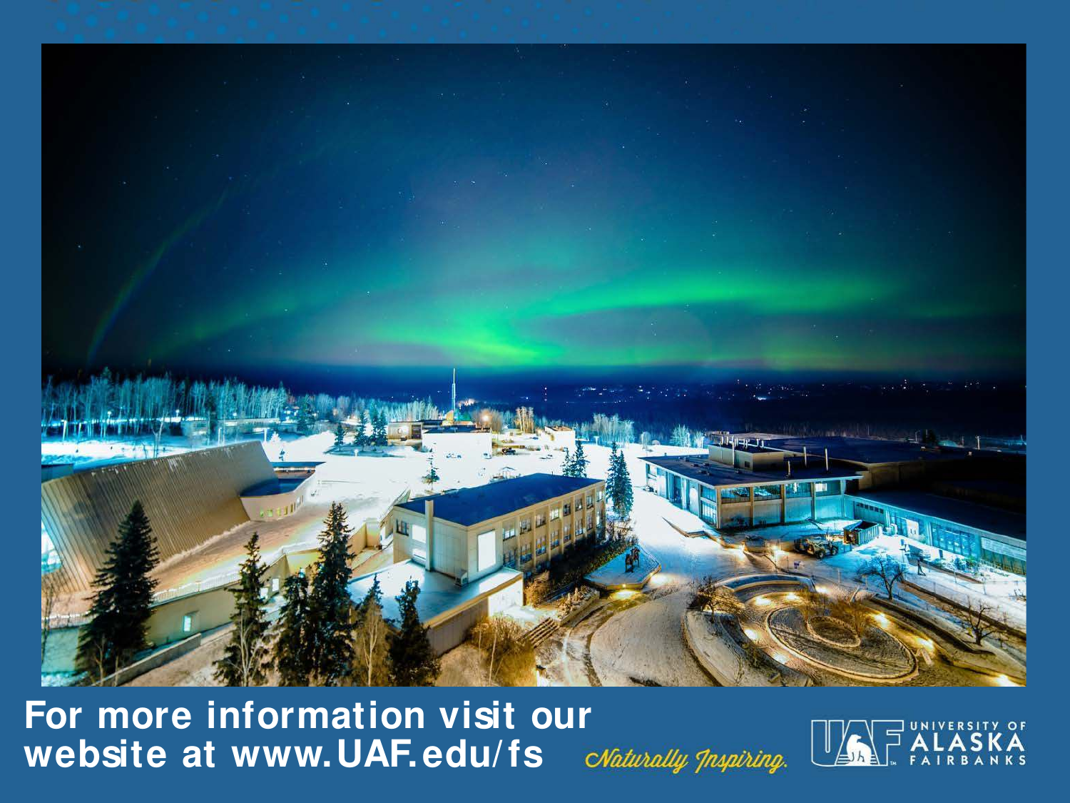For more information visit our website at www.UAF.edu/fs

*Naturally Inspiring.*

UAF UNIVERSITY OF ALASKA FAIRBANKS